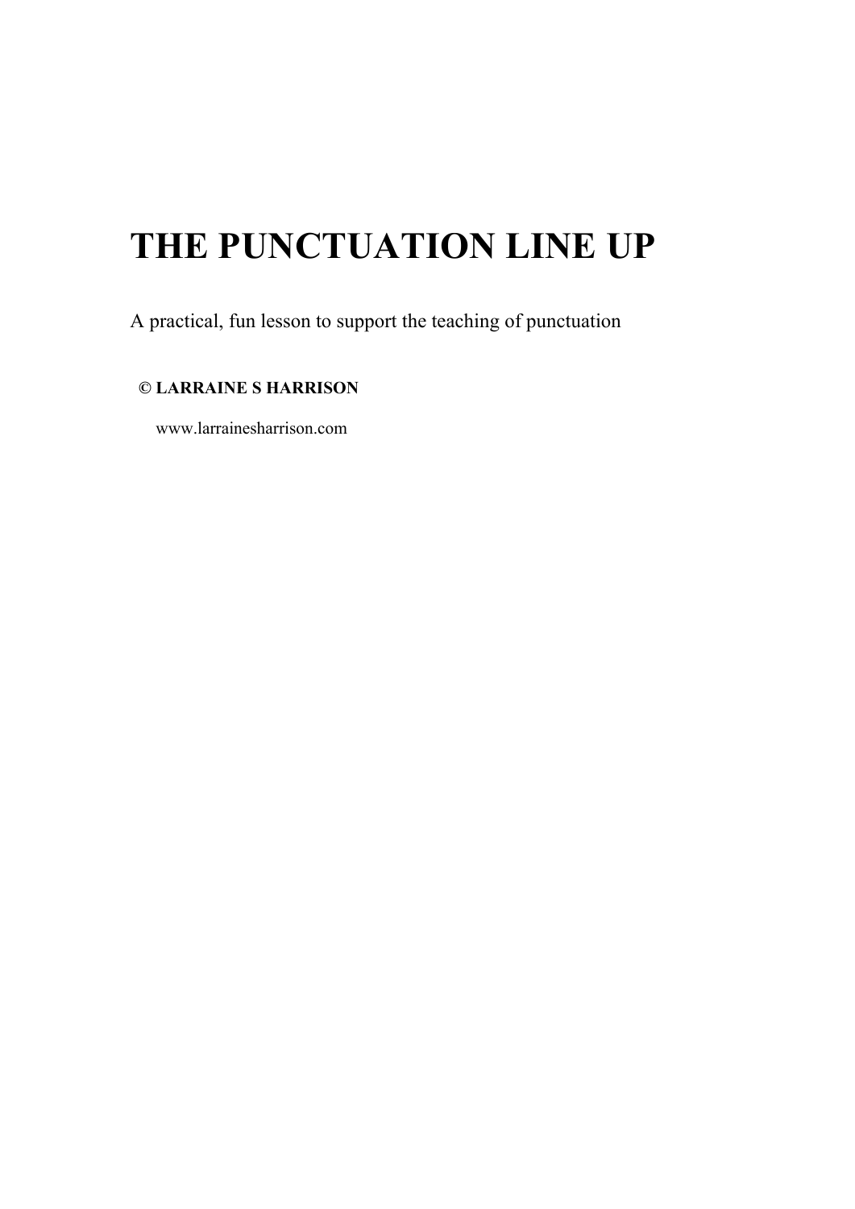# THE PUNCTUATION LINE UP

A practical, fun lesson to support the teaching of punctuation

**© LARRAINE S HARRISON**

www.larrainesharrison.com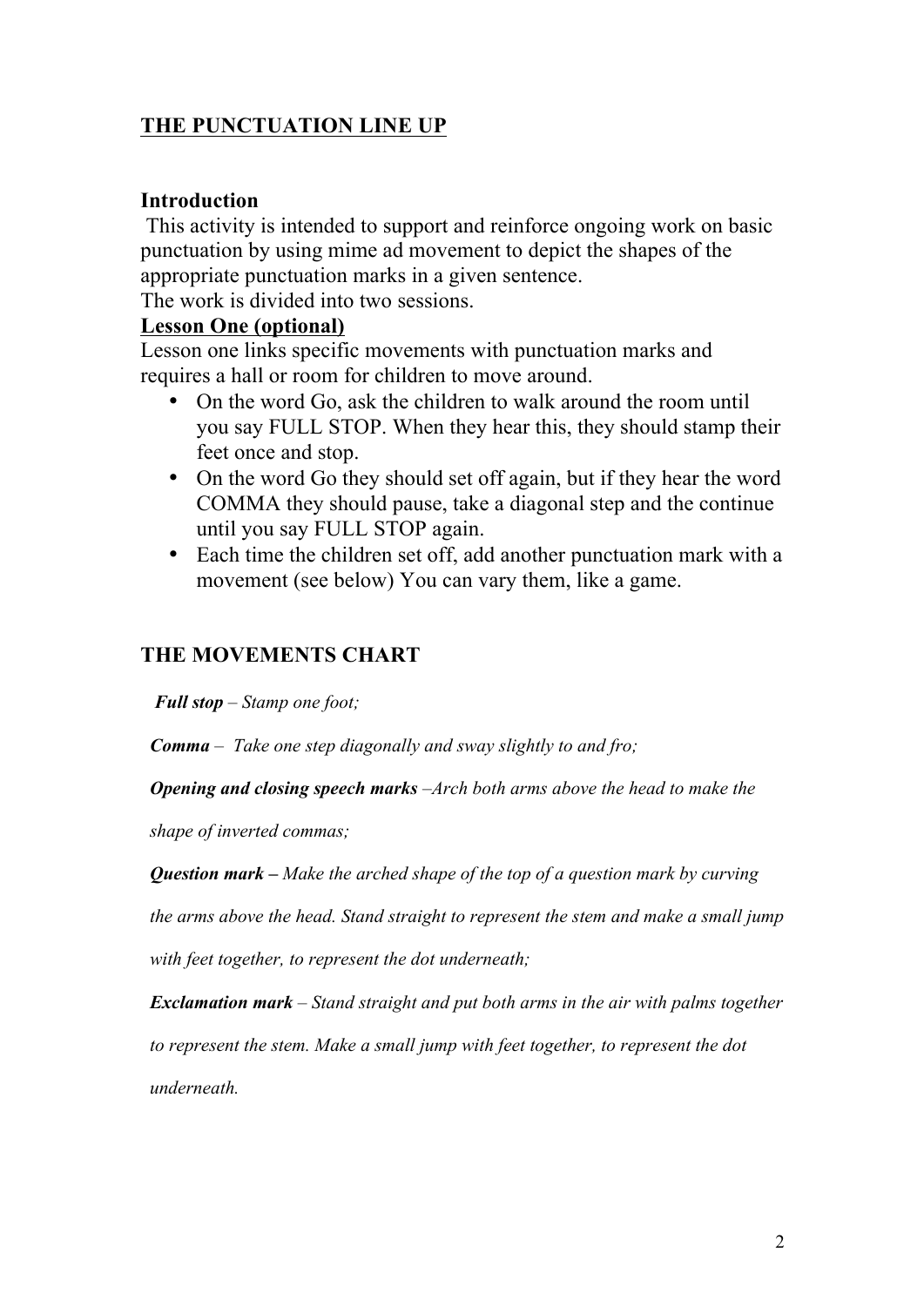## <u>THE PUNCTUATION LINE UP</u>

### Introduction

This activity is intended to support and reinforce ongoing work on basic punctuation by using mime ad movement to depict the shapes of the appropriate punctuation marks in a given sentence.
The work is divided into two sessions.

**<u>Lesson One (optional)</u>**

Lesson one links specific movements with punctuation marks and requires a hall or room for children to move around.

- On the word Go, ask the children to walk around the room until you say FULL STOP. When they hear this, they should stamp their feet once and stop.
- On the word Go they should set off again, but if they hear the word COMMA they should pause, take a diagonal step and the continue until you say FULL STOP again.
- Each time the children set off, add another punctuation mark with a movement (see below) You can vary them, like a game.

### THE MOVEMENTS CHART

***Full stop*** *– Stamp one foot;*

***Comma*** *– Take one step diagonally and sway slightly to and fro;*

***Opening and closing speech marks*** *–Arch both arms above the head to make the shape of inverted commas;*

***Question mark –*** *Make the arched shape of the top of a question mark by curving the arms above the head. Stand straight to represent the stem and make a small jump with feet together, to represent the dot underneath;*

***Exclamation mark*** *– Stand straight and put both arms in the air with palms together to represent the stem. Make a small jump with feet together, to represent the dot underneath.*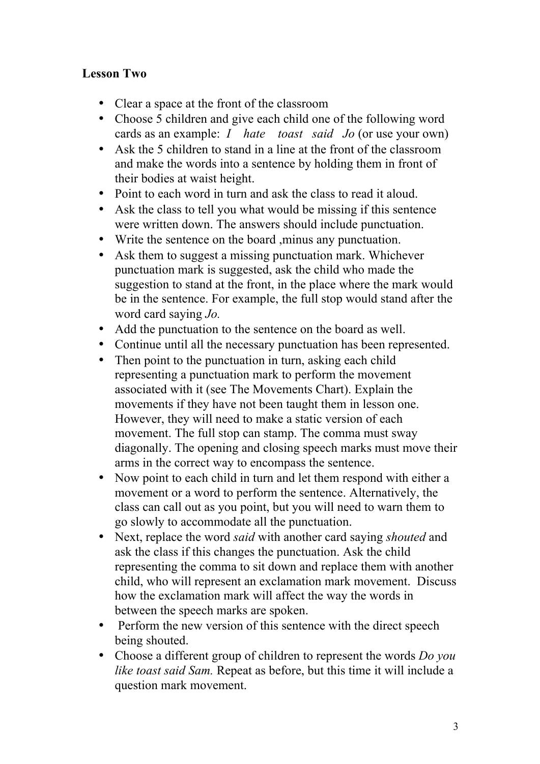**Lesson Two**

- Clear a space at the front of the classroom
- Choose 5 children and give each child one of the following word cards as an example: *I hate toast said Jo* (or use your own)
- Ask the 5 children to stand in a line at the front of the classroom and make the words into a sentence by holding them in front of their bodies at waist height.
- Point to each word in turn and ask the class to read it aloud.
- Ask the class to tell you what would be missing if this sentence were written down. The answers should include punctuation.
- Write the sentence on the board ,minus any punctuation.
- Ask them to suggest a missing punctuation mark. Whichever punctuation mark is suggested, ask the child who made the suggestion to stand at the front, in the place where the mark would be in the sentence. For example, the full stop would stand after the word card saying *Jo.*
- Add the punctuation to the sentence on the board as well.
- Continue until all the necessary punctuation has been represented.
- Then point to the punctuation in turn, asking each child representing a punctuation mark to perform the movement associated with it (see The Movements Chart). Explain the movements if they have not been taught them in lesson one. However, they will need to make a static version of each movement. The full stop can stamp. The comma must sway diagonally. The opening and closing speech marks must move their arms in the correct way to encompass the sentence.
- Now point to each child in turn and let them respond with either a movement or a word to perform the sentence. Alternatively, the class can call out as you point, but you will need to warn them to go slowly to accommodate all the punctuation.
- Next, replace the word *said* with another card saying *shouted* and ask the class if this changes the punctuation. Ask the child representing the comma to sit down and replace them with another child, who will represent an exclamation mark movement. Discuss how the exclamation mark will affect the way the words in between the speech marks are spoken.
- Perform the new version of this sentence with the direct speech being shouted.
- Choose a different group of children to represent the words *Do you like toast said Sam.* Repeat as before, but this time it will include a question mark movement.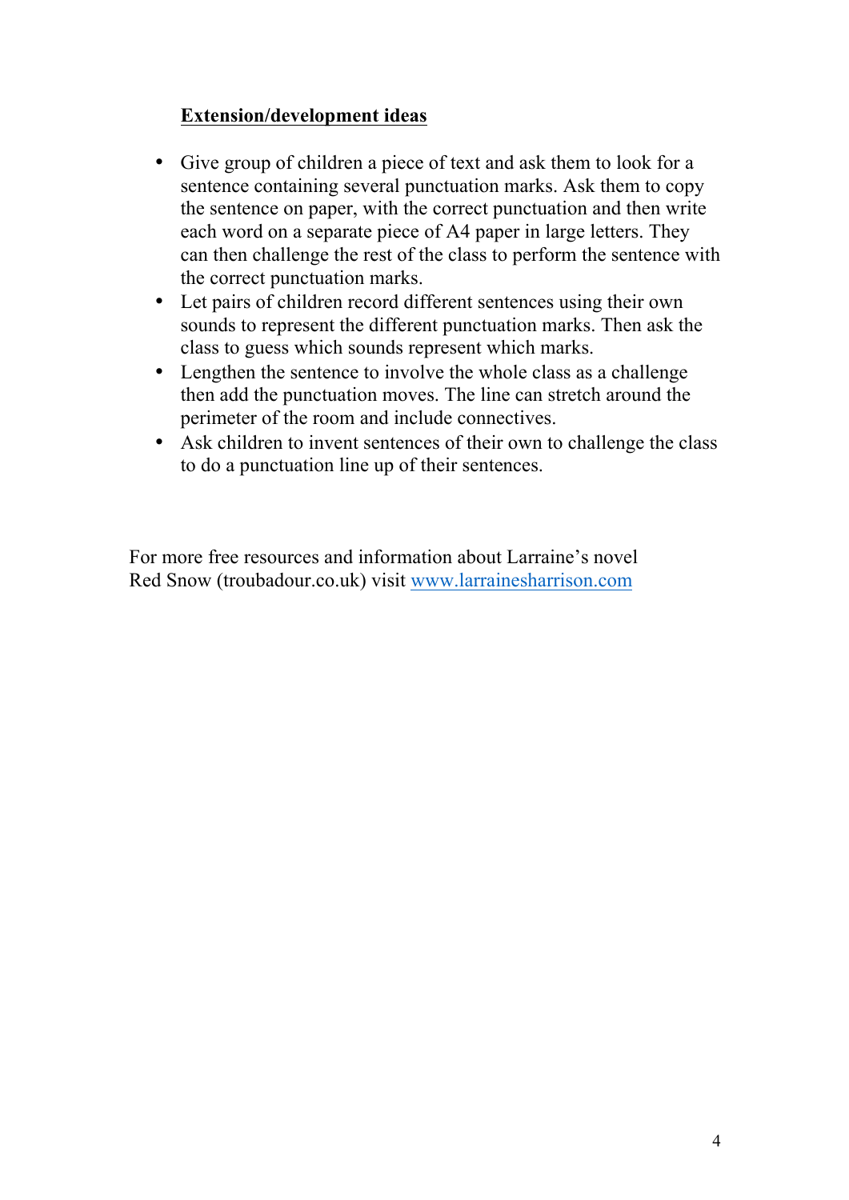**Extension/development ideas**

- Give group of children a piece of text and ask them to look for a sentence containing several punctuation marks. Ask them to copy the sentence on paper, with the correct punctuation and then write each word on a separate piece of A4 paper in large letters. They can then challenge the rest of the class to perform the sentence with the correct punctuation marks.
- Let pairs of children record different sentences using their own sounds to represent the different punctuation marks. Then ask the class to guess which sounds represent which marks.
- Lengthen the sentence to involve the whole class as a challenge then add the punctuation moves. The line can stretch around the perimeter of the room and include connectives.
- Ask children to invent sentences of their own to challenge the class to do a punctuation line up of their sentences.

For more free resources and information about Larraine's novel Red Snow (troubadour.co.uk) visit [www.larrainesharrison.com](http://www.larrainesharrison.com)